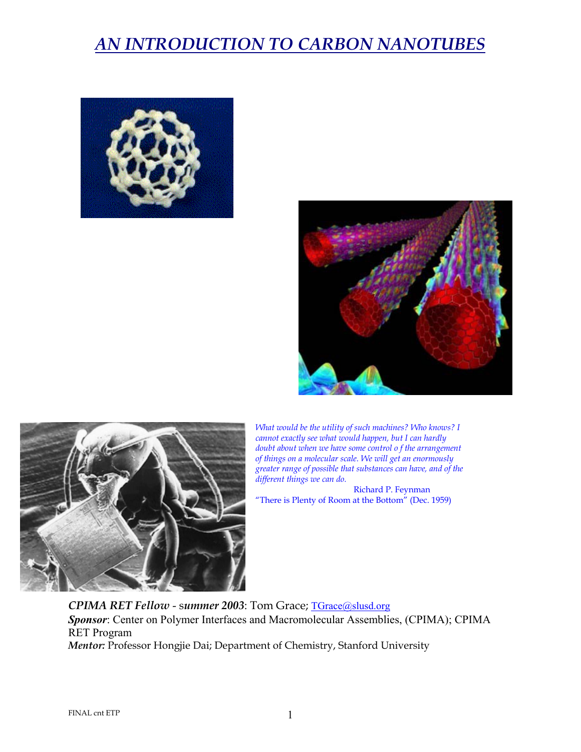# AN INTRODUCTION TO CARBON NANOTUBES

*What would be the utility of such machines? Who knows? I cannot exactly see what would happen, but I can hardly doubt about when we have some control o f the arrangement of things on a molecular scale. We will get an enormously greater range of possible that substances can have, and of the different things we can do.*

Richard P. Feynman
"There is Plenty of Room at the Bottom" (Dec. 1959)

***CPIMA RET Fellow* - s*ummer 2003***: Tom Grace; TGrace@slusd.org
***Sponsor***: Center on Polymer Interfaces and Macromolecular Assemblies, (CPIMA); CPIMA RET Program
***Mentor:*** Professor Hongjie Dai; Department of Chemistry, Stanford University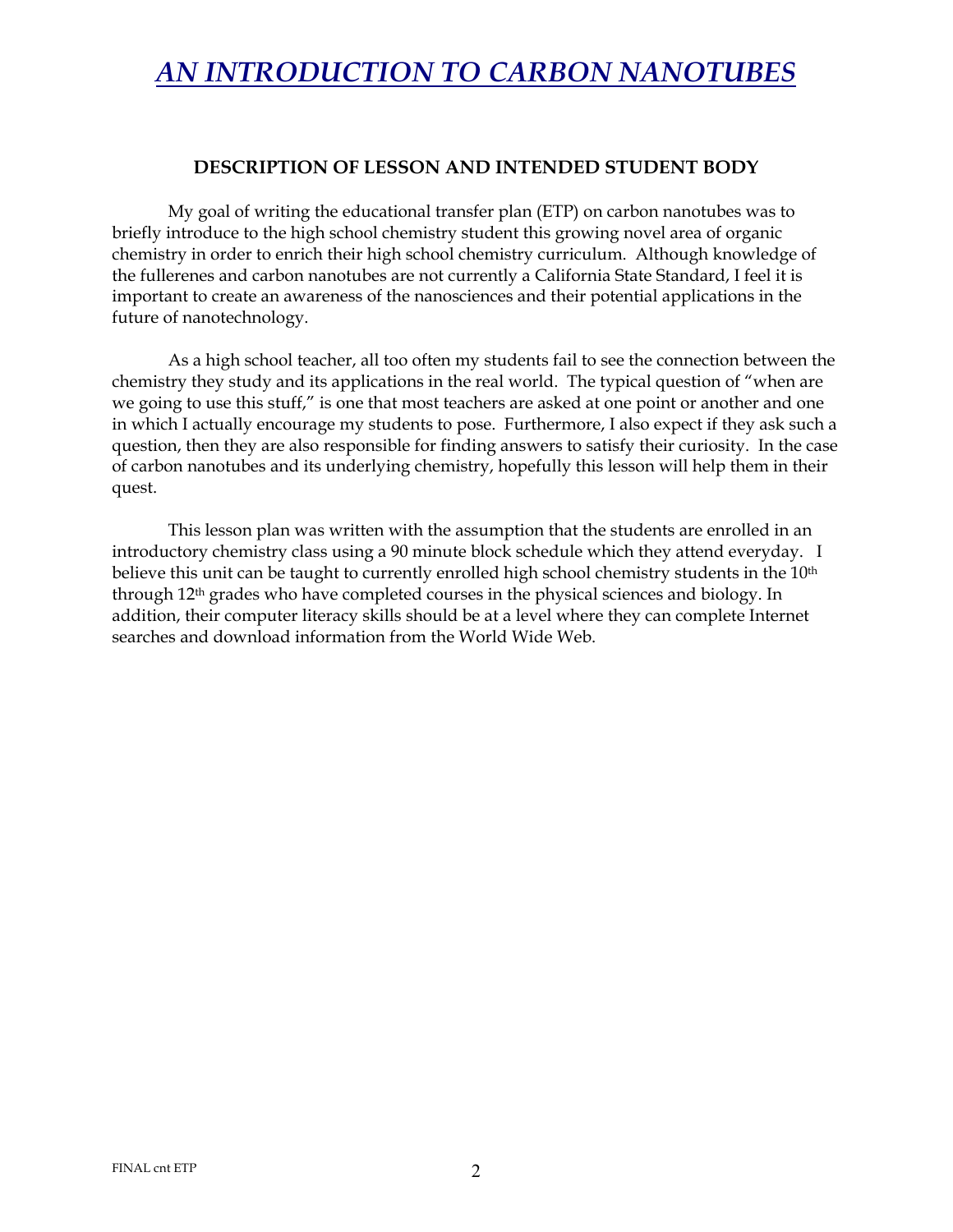# *AN INTRODUCTION TO CARBON NANOTUBES*

## DESCRIPTION OF LESSON AND INTENDED STUDENT BODY

My goal of writing the educational transfer plan (ETP) on carbon nanotubes was to briefly introduce to the high school chemistry student this growing novel area of organic chemistry in order to enrich their high school chemistry curriculum. Although knowledge of the fullerenes and carbon nanotubes are not currently a California State Standard, I feel it is important to create an awareness of the nanosciences and their potential applications in the future of nanotechnology.

As a high school teacher, all too often my students fail to see the connection between the chemistry they study and its applications in the real world. The typical question of "when are we going to use this stuff," is one that most teachers are asked at one point or another and one in which I actually encourage my students to pose. Furthermore, I also expect if they ask such a question, then they are also responsible for finding answers to satisfy their curiosity. In the case of carbon nanotubes and its underlying chemistry, hopefully this lesson will help them in their quest.

This lesson plan was written with the assumption that the students are enrolled in an introductory chemistry class using a 90 minute block schedule which they attend everyday. I believe this unit can be taught to currently enrolled high school chemistry students in the 10th through 12th grades who have completed courses in the physical sciences and biology. In addition, their computer literacy skills should be at a level where they can complete Internet searches and download information from the World Wide Web.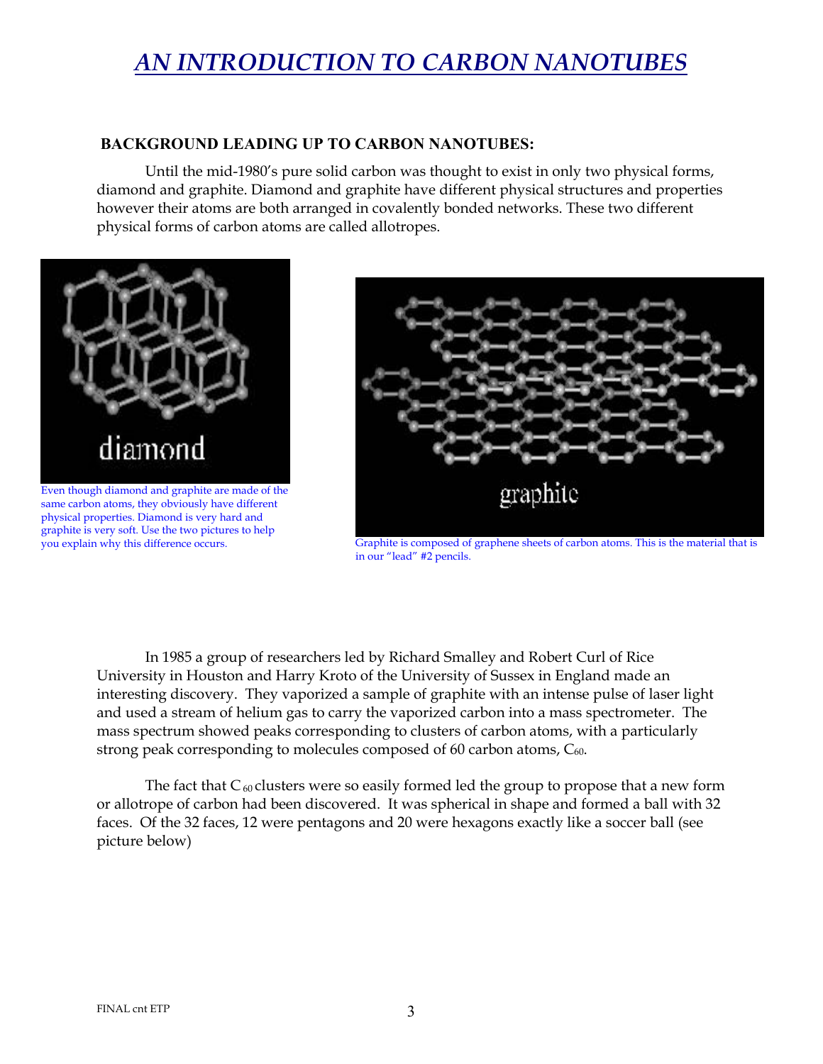# *AN INTRODUCTION TO CARBON NANOTUBES*

**BACKGROUND LEADING UP TO CARBON NANOTUBES:**

Until the mid-1980's pure solid carbon was thought to exist in only two physical forms, diamond and graphite. Diamond and graphite have different physical structures and properties however their atoms are both arranged in covalently bonded networks. These two different physical forms of carbon atoms are called allotropes.

Even though diamond and graphite are made of the same carbon atoms, they obviously have different physical properties. Diamond is very hard and graphite is very soft. Use the two pictures to help you explain why this difference occurs.

Graphite is composed of graphene sheets of carbon atoms. This is the material that is in our "lead" #2 pencils.

In 1985 a group of researchers led by Richard Smalley and Robert Curl of Rice University in Houston and Harry Kroto of the University of Sussex in England made an interesting discovery. They vaporized a sample of graphite with an intense pulse of laser light and used a stream of helium gas to carry the vaporized carbon into a mass spectrometer. The mass spectrum showed peaks corresponding to clusters of carbon atoms, with a particularly strong peak corresponding to molecules composed of 60 carbon atoms, $C_{60}$.

The fact that $C_{60}$ clusters were so easily formed led the group to propose that a new form or allotrope of carbon had been discovered. It was spherical in shape and formed a ball with 32 faces. Of the 32 faces, 12 were pentagons and 20 were hexagons exactly like a soccer ball (see picture below)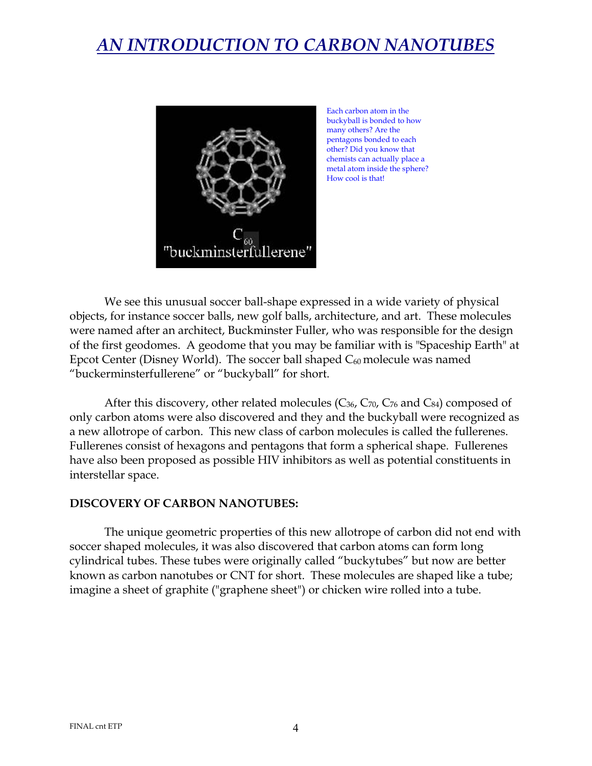# *AN INTRODUCTION TO CARBON NANOTUBES*

Each carbon atom in the buckyball is bonded to how many others? Are the pentagons bonded to each other? Did you know that chemists can actually place a metal atom inside the sphere? How cool is that!

We see this unusual soccer ball-shape expressed in a wide variety of physical objects, for instance soccer balls, new golf balls, architecture, and art. These molecules were named after an architect, Buckminster Fuller, who was responsible for the design of the first geodomes. A geodome that you may be familiar with is "Spaceship Earth" at Epcot Center (Disney World). The soccer ball shaped $C_{60}$ molecule was named "buckerminsterfullerene" or "buckyball" for short.

After this discovery, other related molecules ($C_{36}$, $C_{70}$, $C_{76}$ and $C_{84}$) composed of only carbon atoms were also discovered and they and the buckyball were recognized as a new allotrope of carbon. This new class of carbon molecules is called the fullerenes. Fullerenes consist of hexagons and pentagons that form a spherical shape. Fullerenes have also been proposed as possible HIV inhibitors as well as potential constituents in interstellar space.

**DISCOVERY OF CARBON NANOTUBES:**

The unique geometric properties of this new allotrope of carbon did not end with soccer shaped molecules, it was also discovered that carbon atoms can form long cylindrical tubes. These tubes were originally called "buckytubes" but now are better known as carbon nanotubes or CNT for short. These molecules are shaped like a tube; imagine a sheet of graphite ("graphene sheet") or chicken wire rolled into a tube.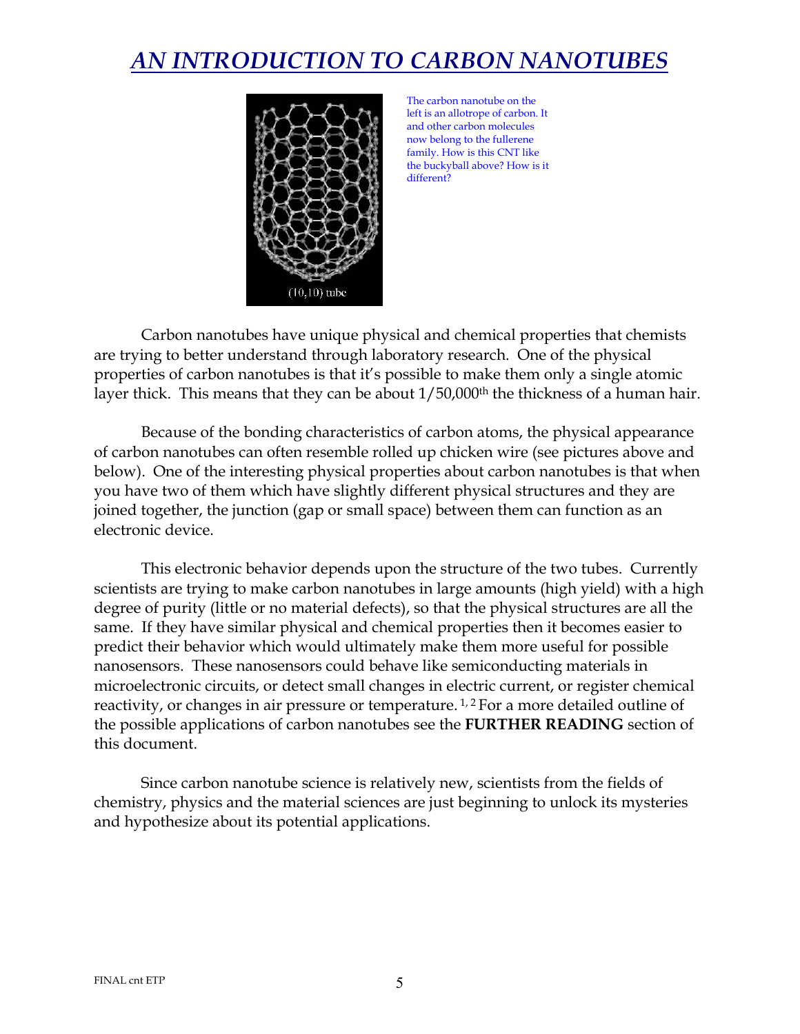# AN INTRODUCTION TO CARBON NANOTUBES

The carbon nanotube on the left is an allotrope of carbon. It and other carbon molecules now belong to the fullerene family. How is this CNT like the buckyball above? How is it different?

Carbon nanotubes have unique physical and chemical properties that chemists are trying to better understand through laboratory research. One of the physical properties of carbon nanotubes is that it's possible to make them only a single atomic layer thick. This means that they can be about 1/50,000$^{th}$ the thickness of a human hair.

Because of the bonding characteristics of carbon atoms, the physical appearance of carbon nanotubes can often resemble rolled up chicken wire (see pictures above and below). One of the interesting physical properties about carbon nanotubes is that when you have two of them which have slightly different physical structures and they are joined together, the junction (gap or small space) between them can function as an electronic device.

This electronic behavior depends upon the structure of the two tubes. Currently scientists are trying to make carbon nanotubes in large amounts (high yield) with a high degree of purity (little or no material defects), so that the physical structures are all the same. If they have similar physical and chemical properties then it becomes easier to predict their behavior which would ultimately make them more useful for possible nanosensors. These nanosensors could behave like semiconducting materials in microelectronic circuits, or detect small changes in electric current, or register chemical reactivity, or changes in air pressure or temperature. [1, 2] For a more detailed outline of the possible applications of carbon nanotubes see the **FURTHER READING** section of this document.

Since carbon nanotube science is relatively new, scientists from the fields of chemistry, physics and the material sciences are just beginning to unlock its mysteries and hypothesize about its potential applications.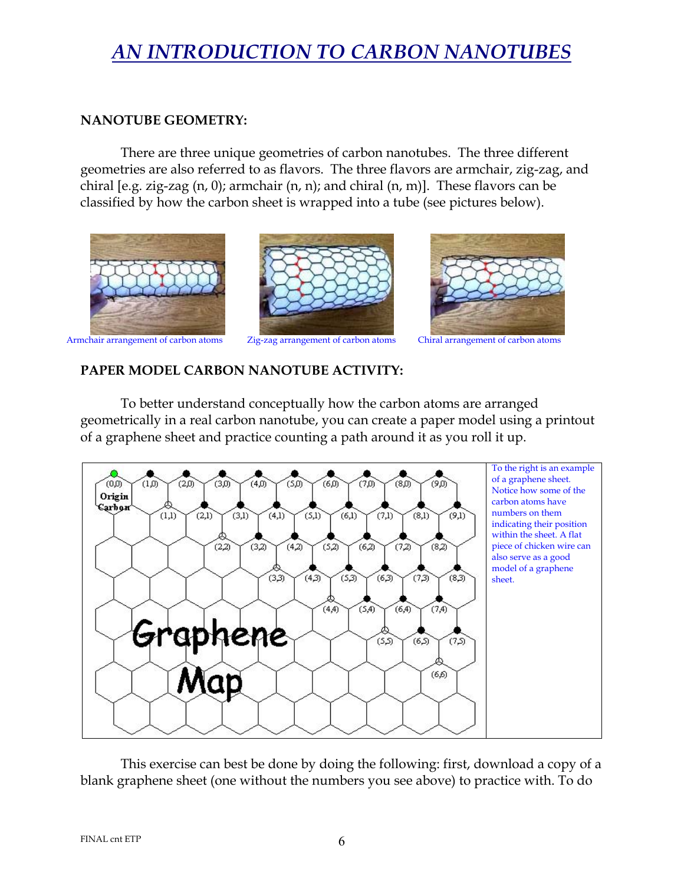# AN INTRODUCTION TO CARBON NANOTUBES

**NANOTUBE GEOMETRY:**

There are three unique geometries of carbon nanotubes. The three different geometries are also referred to as flavors. The three flavors are armchair, zig-zag, and chiral [e.g. zig-zag (n, 0); armchair (n, n); and chiral (n, m)]. These flavors can be classified by how the carbon sheet is wrapped into a tube (see pictures below).

Armchair arrangement of carbon atoms

Zig-zag arrangement of carbon atoms

Chiral arrangement of carbon atoms

**PAPER MODEL CARBON NANOTUBE ACTIVITY:**

To better understand conceptually how the carbon atoms are arranged geometrically in a real carbon nanotube, you can create a paper model using a printout of a graphene sheet and practice counting a path around it as you roll it up.

To the right is an example of a graphene sheet. Notice how some of the carbon atoms have numbers on them indicating their position within the sheet. A flat piece of chicken wire can also serve as a good model of a graphene sheet.

This exercise can best be done by doing the following: first, download a copy of a blank graphene sheet (one without the numbers you see above) to practice with. To do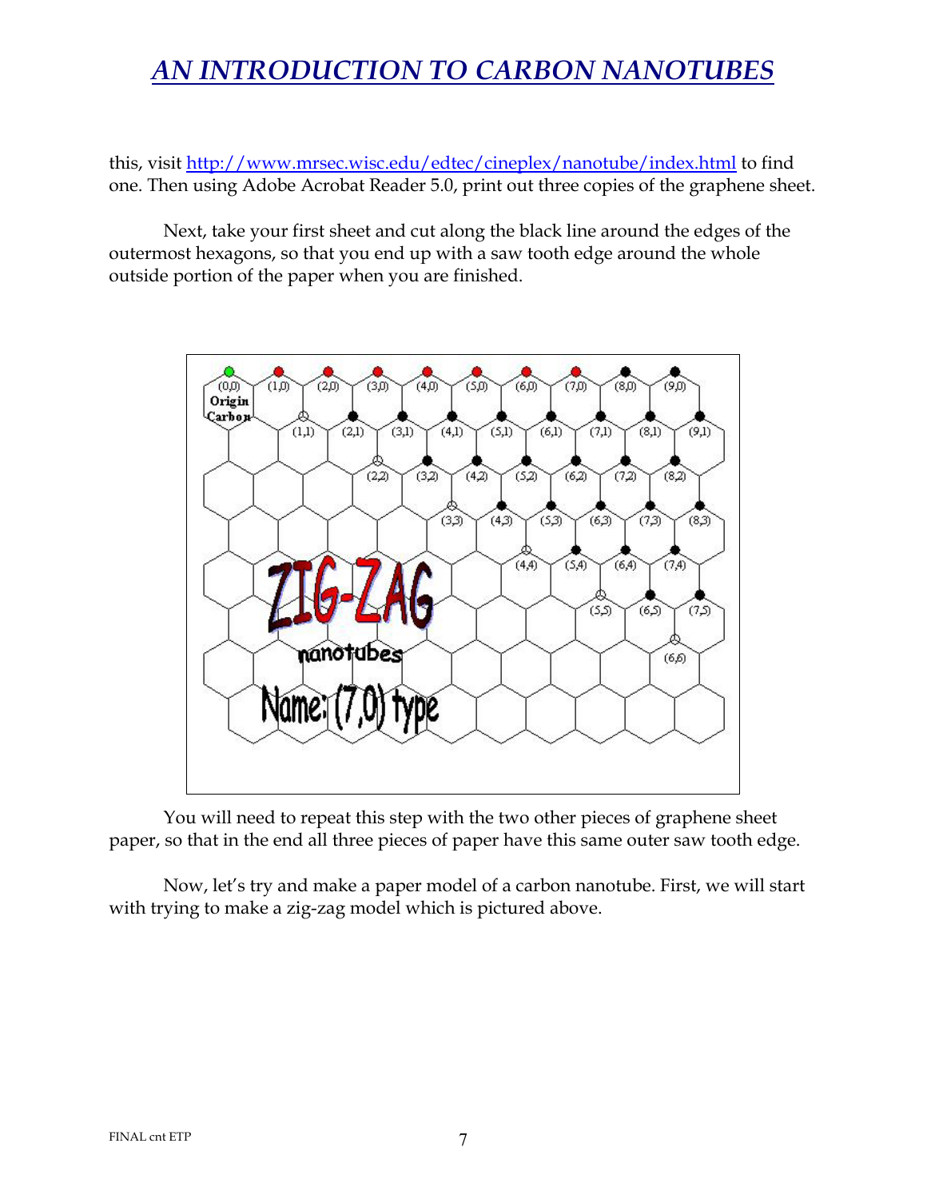this, visit http://www.mrsec.wisc.edu/edtec/cineplex/nanotube/index.html to find one. Then using Adobe Acrobat Reader 5.0, print out three copies of the graphene sheet.

Next, take your first sheet and cut along the black line around the edges of the outermost hexagons, so that you end up with a saw tooth edge around the whole outside portion of the paper when you are finished.

You will need to repeat this step with the two other pieces of graphene sheet paper, so that in the end all three pieces of paper have this same outer saw tooth edge.

Now, let's try and make a paper model of a carbon nanotube. First, we will start with trying to make a zig-zag model which is pictured above.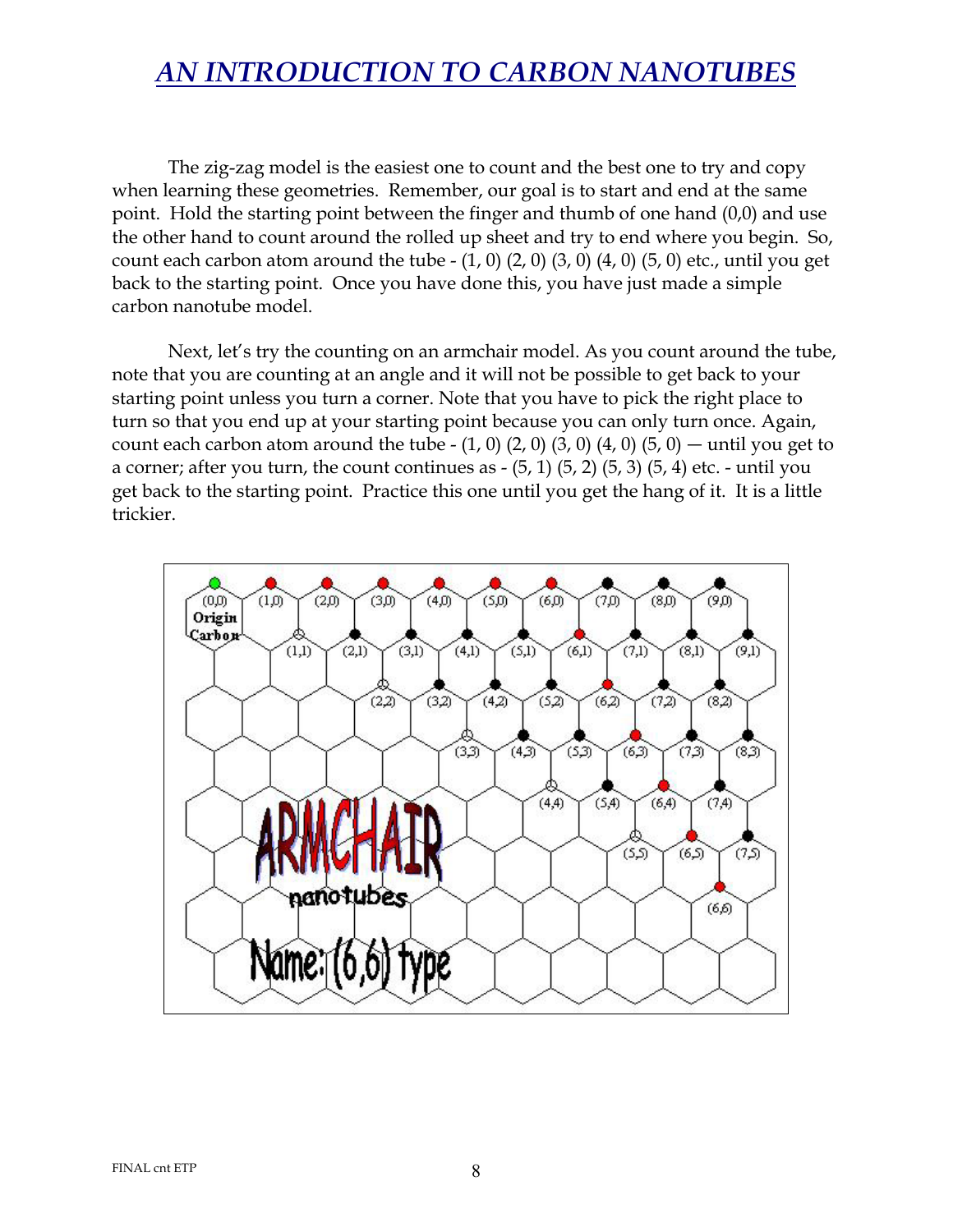# AN INTRODUCTION TO CARBON NANOTUBES

The zig-zag model is the easiest one to count and the best one to try and copy when learning these geometries. Remember, our goal is to start and end at the same point. Hold the starting point between the finger and thumb of one hand (0,0) and use the other hand to count around the rolled up sheet and try to end where you begin. So, count each carbon atom around the tube - (1, 0) (2, 0) (3, 0) (4, 0) (5, 0) etc., until you get back to the starting point. Once you have done this, you have just made a simple carbon nanotube model.

Next, let's try the counting on an armchair model. As you count around the tube, note that you are counting at an angle and it will not be possible to get back to your starting point unless you turn a corner. Note that you have to pick the right place to turn so that you end up at your starting point because you can only turn once. Again, count each carbon atom around the tube - (1, 0) (2, 0) (3, 0) (4, 0) (5, 0) — until you get to a corner; after you turn, the count continues as - (5, 1) (5, 2) (5, 3) (5, 4) etc. - until you get back to the starting point. Practice this one until you get the hang of it. It is a little trickier.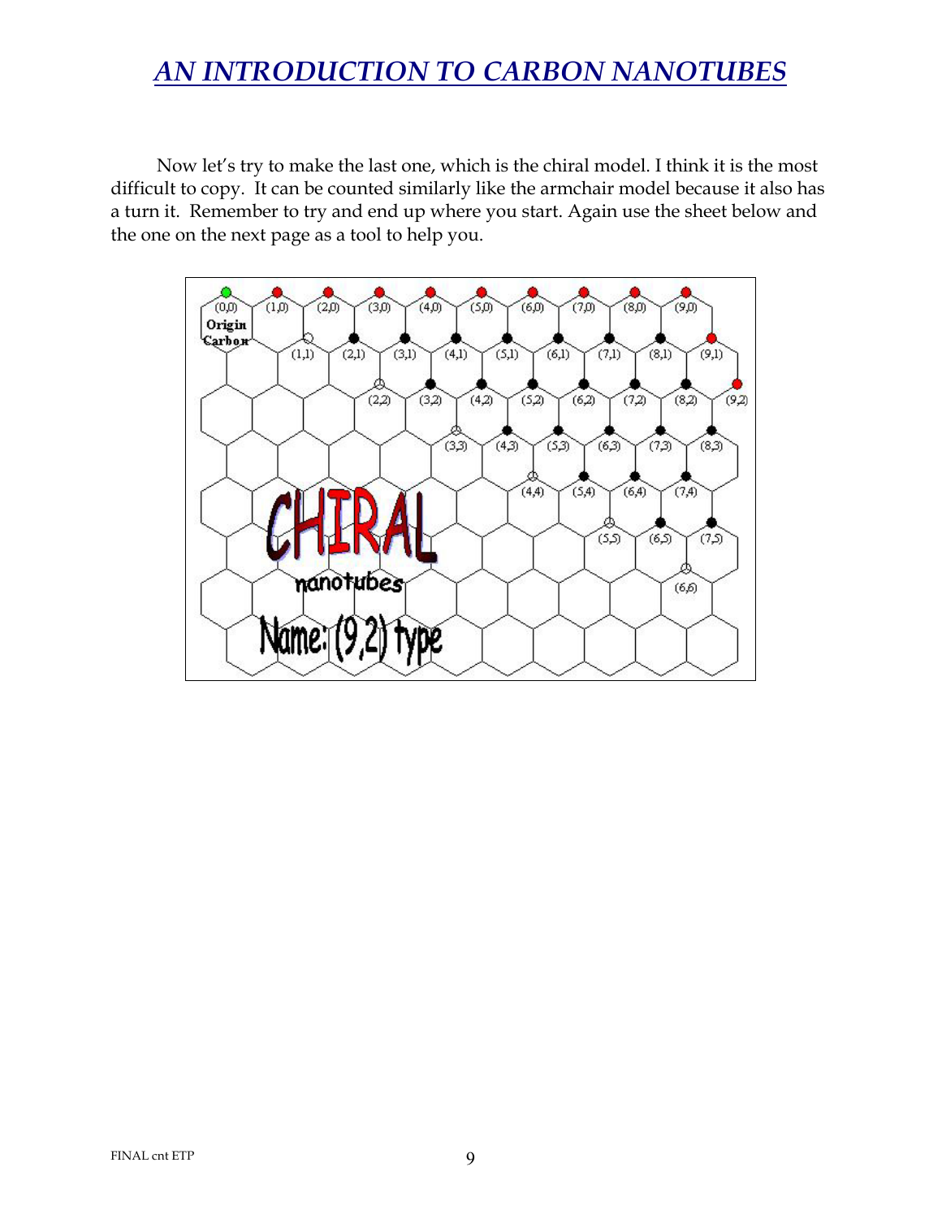# AN INTRODUCTION TO CARBON NANOTUBES

Now let's try to make the last one, which is the chiral model. I think it is the most difficult to copy. It can be counted similarly like the armchair model because it also has a turn it. Remember to try and end up where you start. Again use the sheet below and the one on the next page as a tool to help you.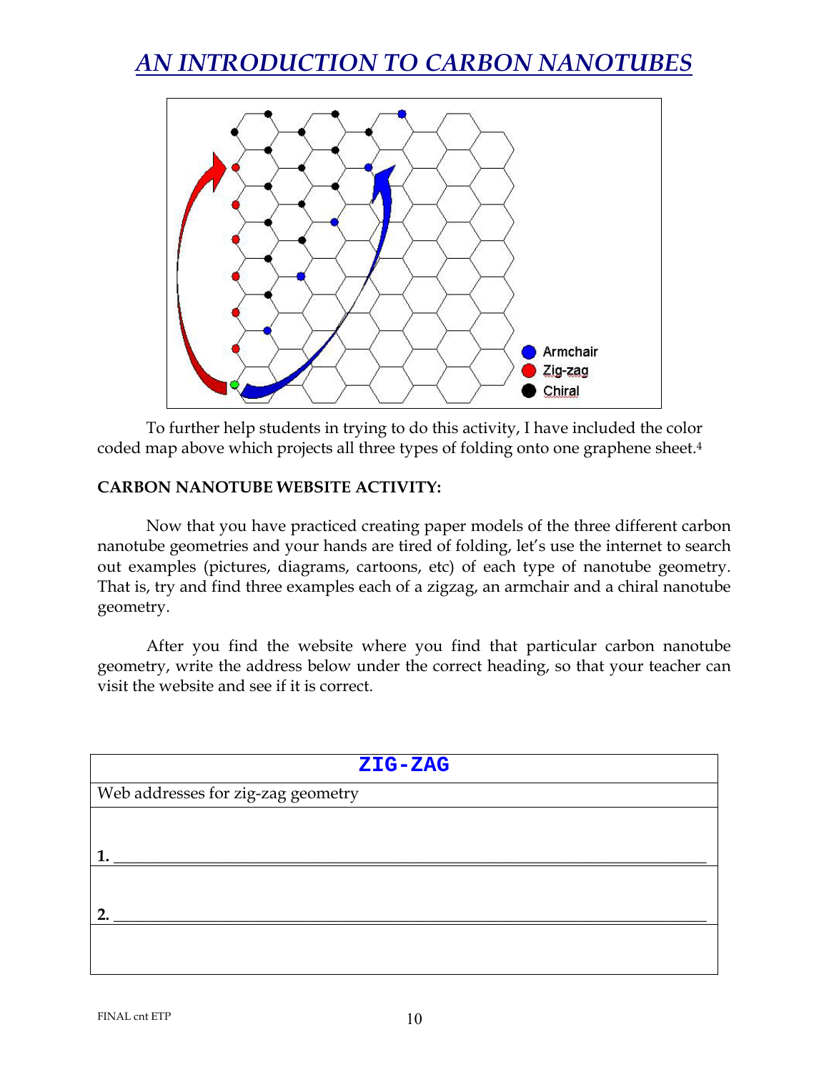# *AN INTRODUCTION TO CARBON NANOTUBES*

To further help students in trying to do this activity, I have included the color coded map above which projects all three types of folding onto one graphene sheet.[4]

**CARBON NANOTUBE WEBSITE ACTIVITY:**

Now that you have practiced creating paper models of the three different carbon nanotube geometries and your hands are tired of folding, let's use the internet to search out examples (pictures, diagrams, cartoons, etc) of each type of nanotube geometry. That is, try and find three examples each of a zigzag, an armchair and a chiral nanotube geometry.

After you find the website where you find that particular carbon nanotube geometry, write the address below under the correct heading, so that your teacher can visit the website and see if it is correct.

| ZIG-ZAG |
|---|
| Web addresses for zig-zag geometry |
| **1.** ______________________________ |
| **2.** ______________________________ |
| |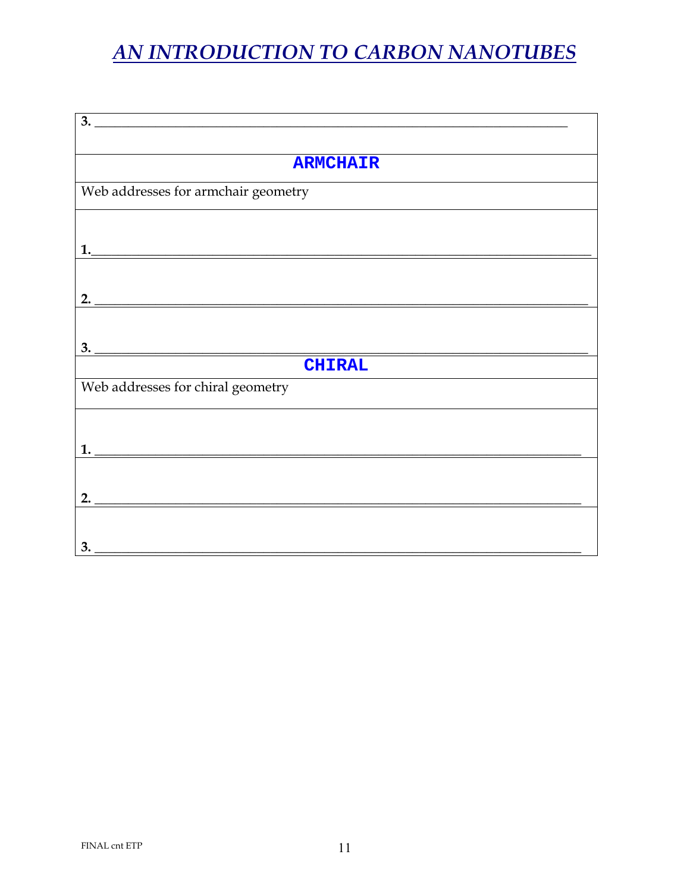# AN INTRODUCTION TO CARBON NANOTUBES

| **3.** ____________________________________________________________ |
|---|
| **ARMCHAIR** |
| Web addresses for armchair geometry |
| **1.** ____________________________________________________________ |
| **2.** ____________________________________________________________ |
| **3.** ____________________________________________________________ |
| **CHIRAL** |
| Web addresses for chiral geometry |
| **1.** ____________________________________________________________ |
| **2.** ____________________________________________________________ |
| **3.** ____________________________________________________________ |

FINAL cnt ETP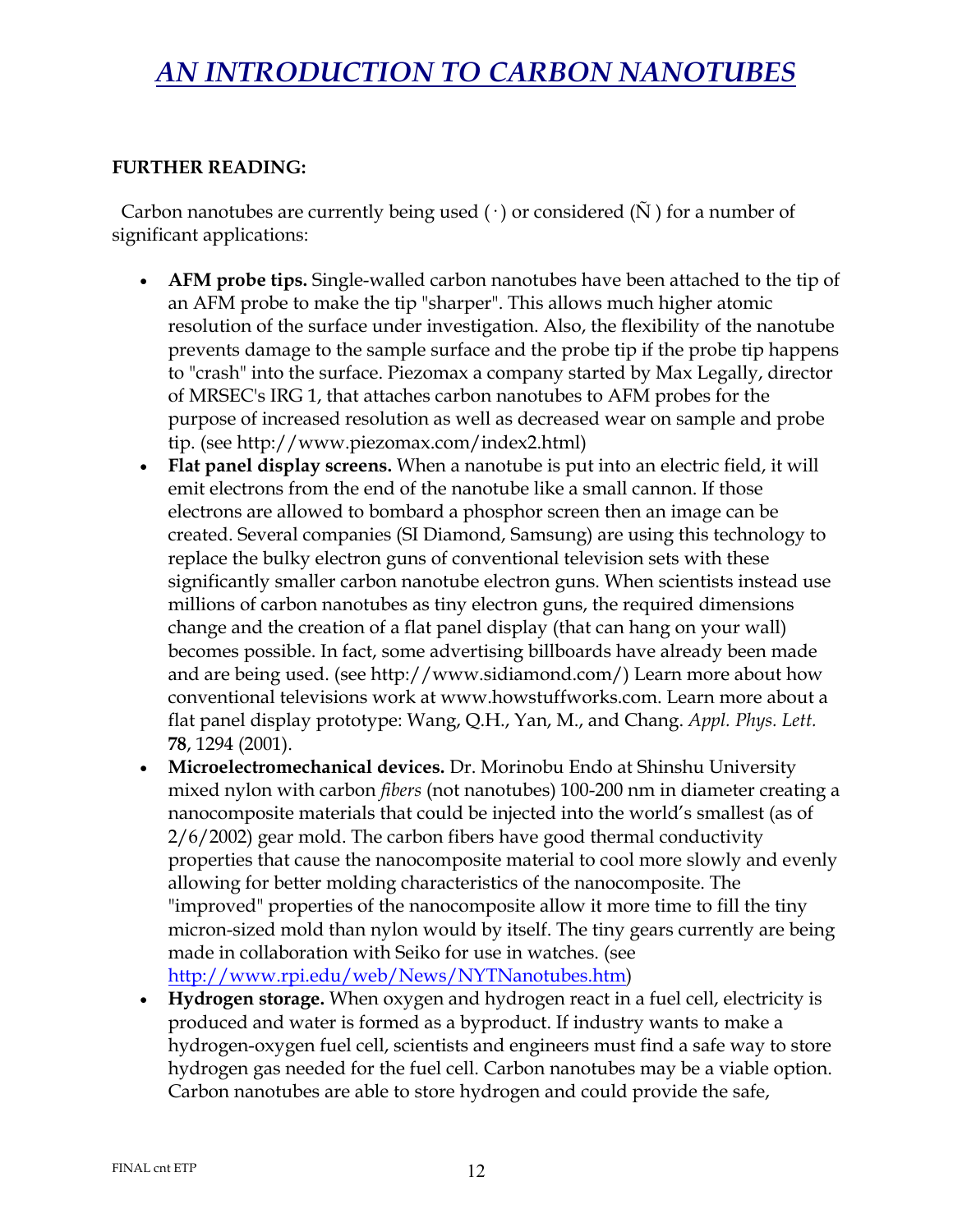// AN INTRODUCTION TO CARBON NANOTUBES

**FURTHER READING:**

Carbon nanotubes are currently being used ( · ) or considered (Ñ ) for a number of significant applications:

- **AFM probe tips.** Single-walled carbon nanotubes have been attached to the tip of an AFM probe to make the tip "sharper". This allows much higher atomic resolution of the surface under investigation. Also, the flexibility of the nanotube prevents damage to the sample surface and the probe tip if the probe tip happens to "crash" into the surface. Piezomax a company started by Max Legally, director of MRSEC's IRG 1, that attaches carbon nanotubes to AFM probes for the purpose of increased resolution as well as decreased wear on sample and probe tip. (see http://www.piezomax.com/index2.html)
- **Flat panel display screens.** When a nanotube is put into an electric field, it will emit electrons from the end of the nanotube like a small cannon. If those electrons are allowed to bombard a phosphor screen then an image can be created. Several companies (SI Diamond, Samsung) are using this technology to replace the bulky electron guns of conventional television sets with these significantly smaller carbon nanotube electron guns. When scientists instead use millions of carbon nanotubes as tiny electron guns, the required dimensions change and the creation of a flat panel display (that can hang on your wall) becomes possible. In fact, some advertising billboards have already been made and are being used. (see http://www.sidiamond.com/) Learn more about how conventional televisions work at www.howstuffworks.com. Learn more about a flat panel display prototype: Wang, Q.H., Yan, M., and Chang. *Appl. Phys. Lett.* **78**, 1294 (2001).
- **Microelectromechanical devices.** Dr. Morinobu Endo at Shinshu University mixed nylon with carbon *fibers* (not nanotubes) 100-200 nm in diameter creating a nanocomposite materials that could be injected into the world's smallest (as of 2/6/2002) gear mold. The carbon fibers have good thermal conductivity properties that cause the nanocomposite material to cool more slowly and evenly allowing for better molding characteristics of the nanocomposite. The "improved" properties of the nanocomposite allow it more time to fill the tiny micron-sized mold than nylon would by itself. The tiny gears currently are being made in collaboration with Seiko for use in watches. (see http://www.rpi.edu/web/News/NYTNanotubes.htm)
- **Hydrogen storage.** When oxygen and hydrogen react in a fuel cell, electricity is produced and water is formed as a byproduct. If industry wants to make a hydrogen-oxygen fuel cell, scientists and engineers must find a safe way to store hydrogen gas needed for the fuel cell. Carbon nanotubes may be a viable option. Carbon nanotubes are able to store hydrogen and could provide the safe,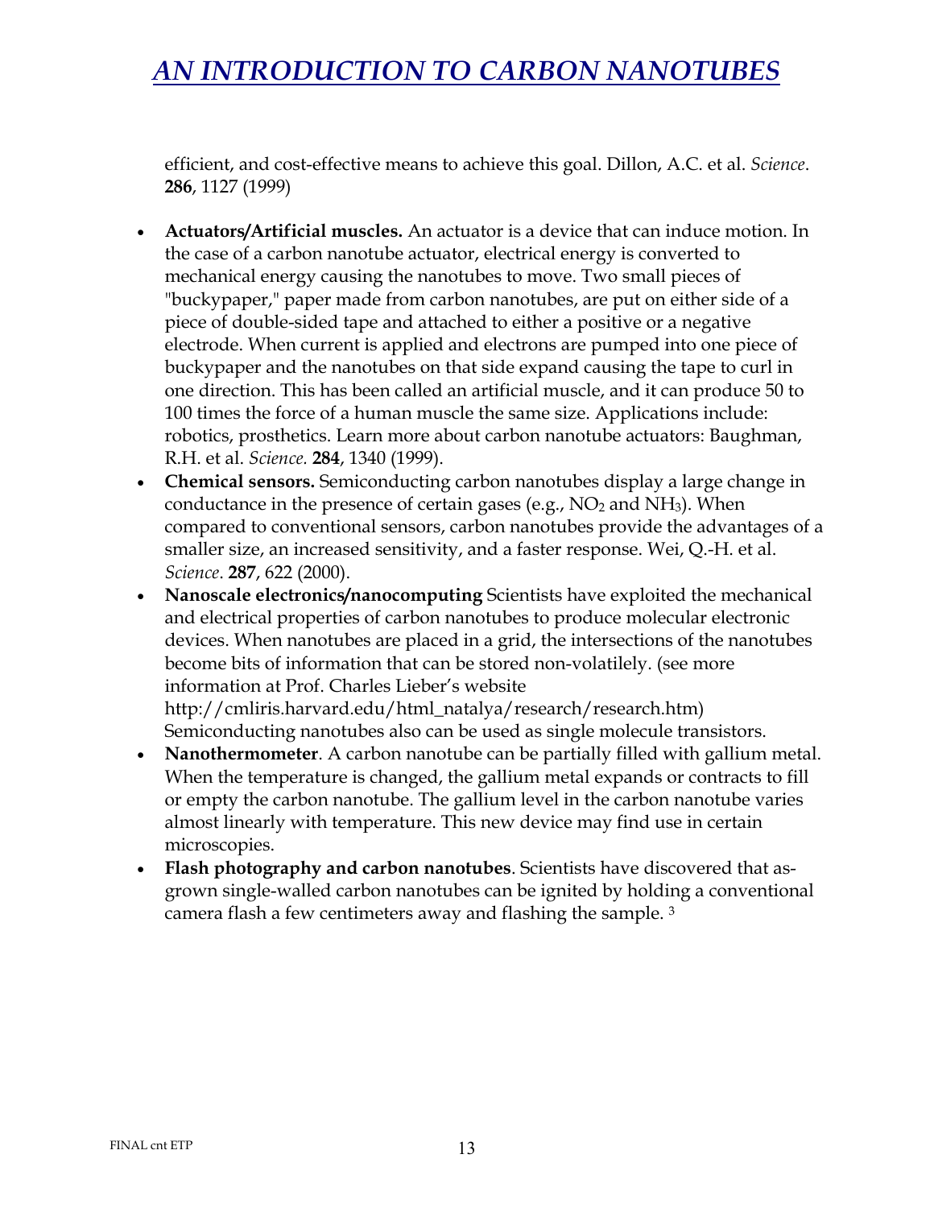efficient, and cost-effective means to achieve this goal. Dillon, A.C. et al. *Science*. **286**, 1127 (1999)

- **Actuators/Artificial muscles.** An actuator is a device that can induce motion. In the case of a carbon nanotube actuator, electrical energy is converted to mechanical energy causing the nanotubes to move. Two small pieces of "buckypaper," paper made from carbon nanotubes, are put on either side of a piece of double-sided tape and attached to either a positive or a negative electrode. When current is applied and electrons are pumped into one piece of buckypaper and the nanotubes on that side expand causing the tape to curl in one direction. This has been called an artificial muscle, and it can produce 50 to 100 times the force of a human muscle the same size. Applications include: robotics, prosthetics. Learn more about carbon nanotube actuators: Baughman, R.H. et al. *Science.* **284**, 1340 (1999).
- **Chemical sensors.** Semiconducting carbon nanotubes display a large change in conductance in the presence of certain gases (e.g., $NO_2$ and $NH_3$). When compared to conventional sensors, carbon nanotubes provide the advantages of a smaller size, an increased sensitivity, and a faster response. Wei, Q.-H. et al. *Science*. **287**, 622 (2000).
- **Nanoscale electronics/nanocomputing** Scientists have exploited the mechanical and electrical properties of carbon nanotubes to produce molecular electronic devices. When nanotubes are placed in a grid, the intersections of the nanotubes become bits of information that can be stored non-volatilely. (see more information at Prof. Charles Lieber's website http://cmliris.harvard.edu/html_natalya/research/research.htm) Semiconducting nanotubes also can be used as single molecule transistors.
- **Nanothermometer**. A carbon nanotube can be partially filled with gallium metal. When the temperature is changed, the gallium metal expands or contracts to fill or empty the carbon nanotube. The gallium level in the carbon nanotube varies almost linearly with temperature. This new device may find use in certain microscopies.
- **Flash photography and carbon nanotubes**. Scientists have discovered that as-grown single-walled carbon nanotubes can be ignited by holding a conventional camera flash a few centimeters away and flashing the sample. [3]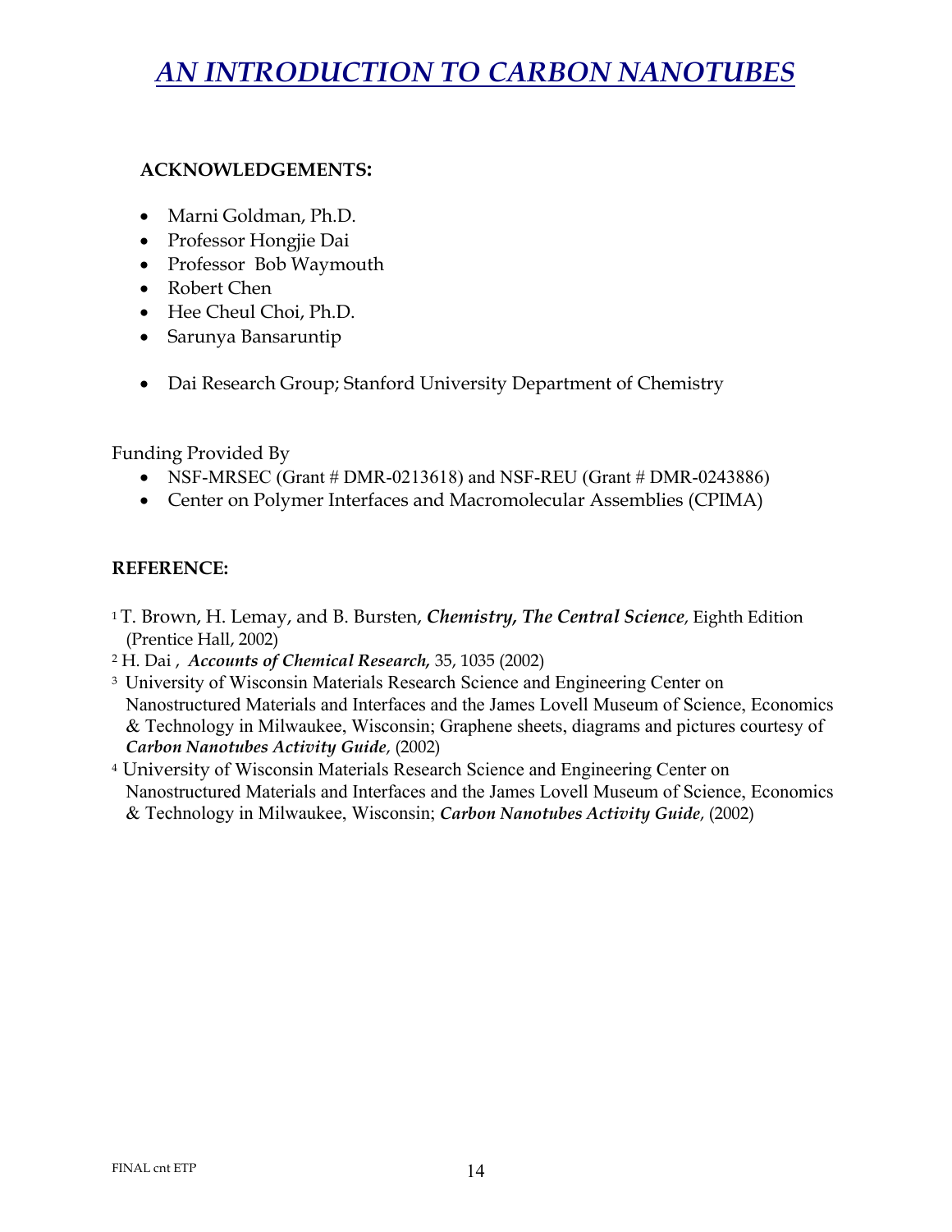# *AN INTRODUCTION TO CARBON NANOTUBES*

**ACKNOWLEDGEMENTS:**

- Marni Goldman, Ph.D.
- Professor Hongjie Dai
- Professor Bob Waymouth
- Robert Chen
- Hee Cheul Choi, Ph.D.
- Sarunya Bansaruntip

- Dai Research Group; Stanford University Department of Chemistry

Funding Provided By

- NSF-MRSEC (Grant # DMR-0213618) and NSF-REU (Grant # DMR-0243886)
- Center on Polymer Interfaces and Macromolecular Assemblies (CPIMA)

**REFERENCE:**

[1] T. Brown, H. Lemay, and B. Bursten, ***Chemistry, The Central Science***, Eighth Edition (Prentice Hall, 2002)

[2] H. Dai , ***Accounts of Chemical Research,*** 35, 1035 (2002)

[3] University of Wisconsin Materials Research Science and Engineering Center on Nanostructured Materials and Interfaces and the James Lovell Museum of Science, Economics & Technology in Milwaukee, Wisconsin; Graphene sheets, diagrams and pictures courtesy of ***Carbon Nanotubes Activity Guide***, (2002)

[4] University of Wisconsin Materials Research Science and Engineering Center on Nanostructured Materials and Interfaces and the James Lovell Museum of Science, Economics & Technology in Milwaukee, Wisconsin; ***Carbon Nanotubes Activity Guide***, (2002)